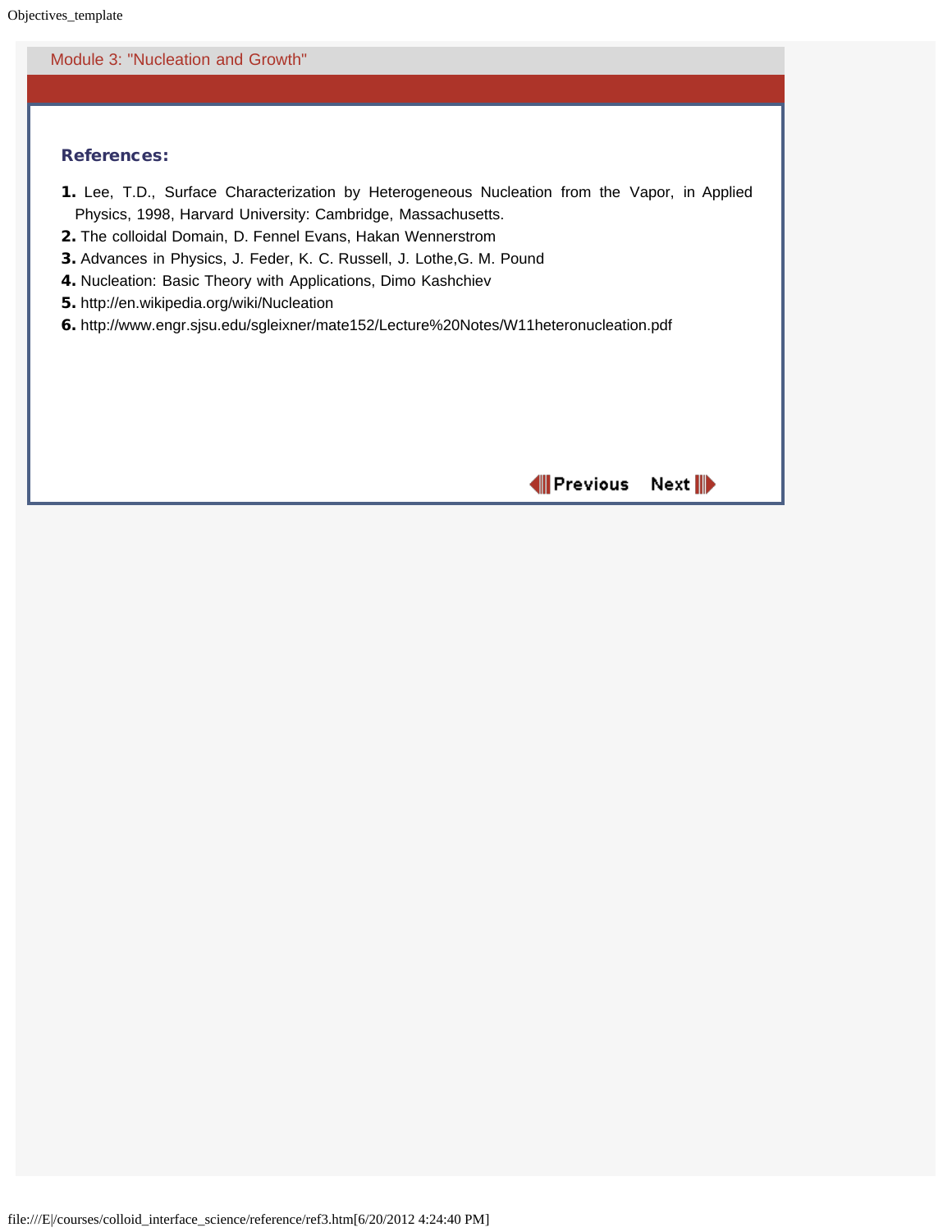Module 3: "Nucleation and Growth"

### References:

1. Lee, T.D., Surface Characterization by Heterogeneous Nucleation from the Vapor, in Applied Physics, 1998, Harvard University: Cambridge, Massachusetts.
2. The colloidal Domain, D. Fennel Evans, Hakan Wennerstrom
3. Advances in Physics, J. Feder, K. C. Russell, J. Lothe,G. M. Pound
4. Nucleation: Basic Theory with Applications, Dimo Kashchiev
5. http://en.wikipedia.org/wiki/Nucleation
6. http://www.engr.sjsu.edu/sgleixner/mate152/Lecture%20Notes/W11heteronucleation.pdf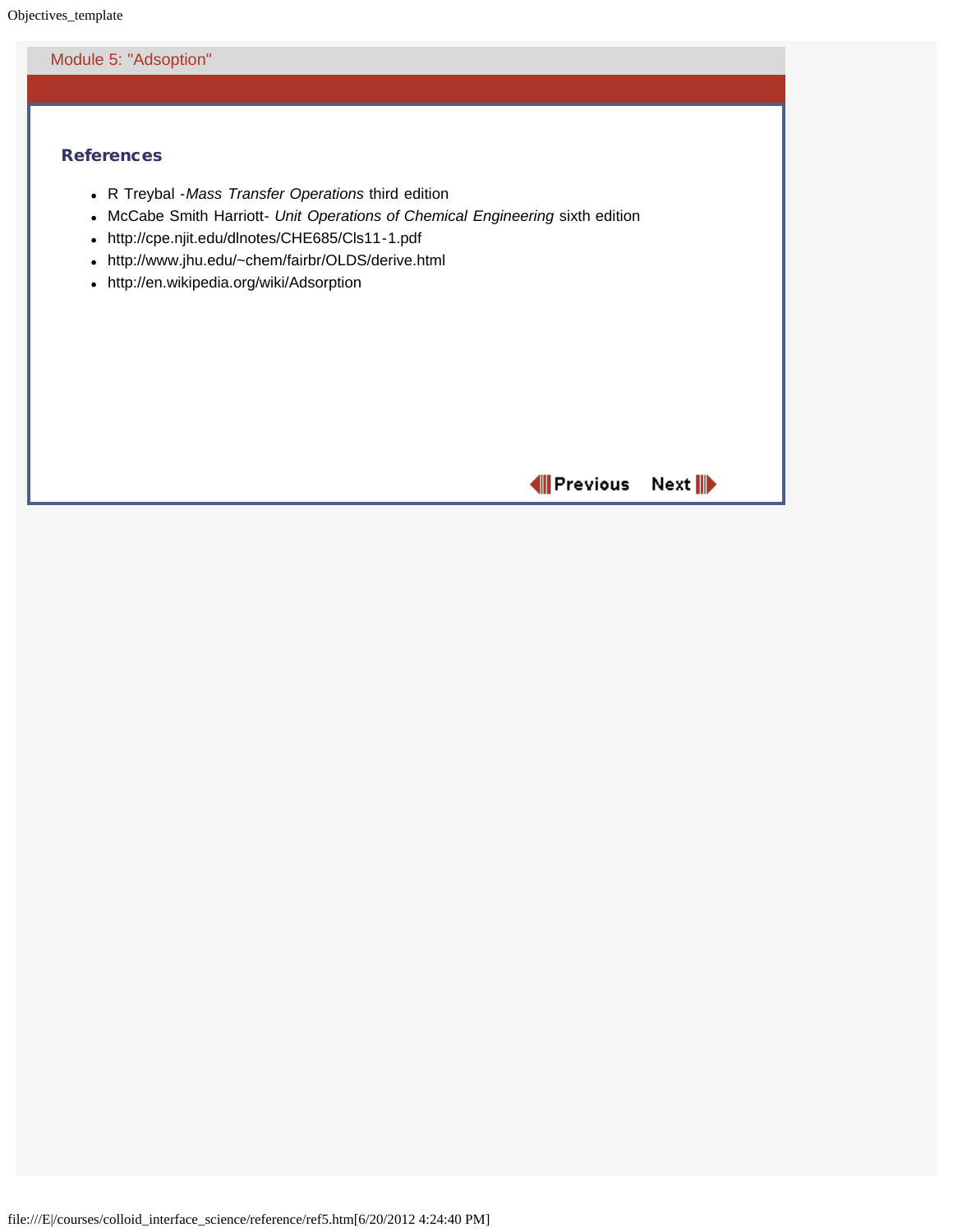Module 5: "Adsoption"

## References

- R Treybal -*Mass Transfer Operations* third edition
- McCabe Smith Harriott- *Unit Operations of Chemical Engineering* sixth edition
- http://cpe.njit.edu/dlnotes/CHE685/Cls11-1.pdf
- http://www.jhu.edu/~chem/fairbr/OLDS/derive.html
- http://en.wikipedia.org/wiki/Adsorption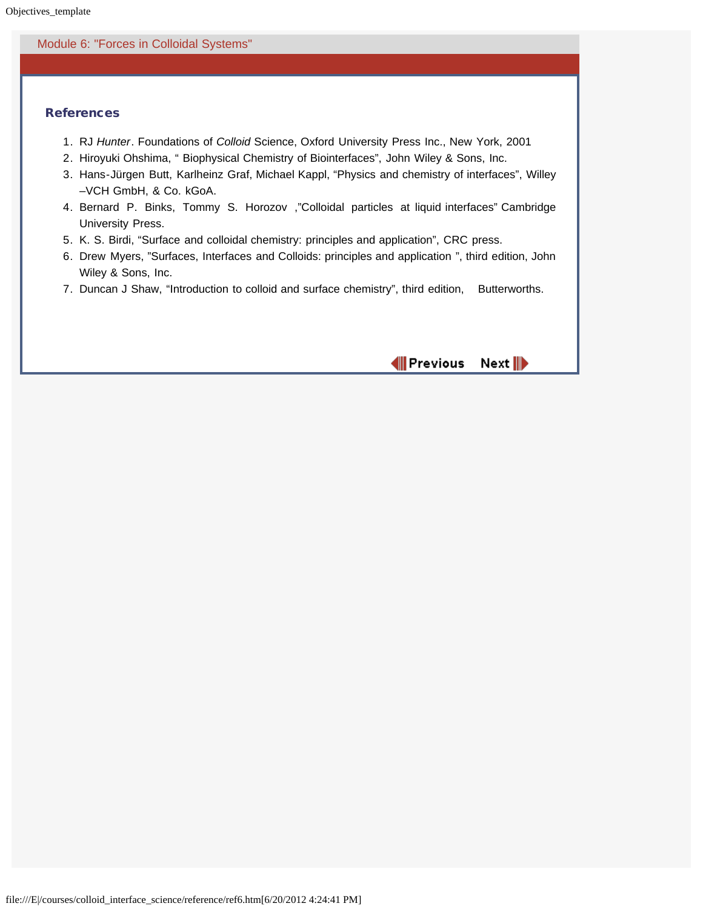Module 6: "Forces in Colloidal Systems"

## References

1. RJ *Hunter*. Foundations of *Colloid* Science, Oxford University Press Inc., New York, 2001
2. Hiroyuki Ohshima, " Biophysical Chemistry of Biointerfaces", John Wiley & Sons, Inc.
3. Hans-Jürgen Butt, Karlheinz Graf, Michael Kappl, "Physics and chemistry of interfaces", Willey –VCH GmbH, & Co. kGoA.
4. Bernard P. Binks, Tommy S. Horozov ,"Colloidal particles at liquid interfaces" Cambridge University Press.
5. K. S. Birdi, "Surface and colloidal chemistry: principles and application", CRC press.
6. Drew Myers, "Surfaces, Interfaces and Colloids: principles and application ", third edition, John Wiley & Sons, Inc.
7. Duncan J Shaw, "Introduction to colloid and surface chemistry", third edition, Butterworths.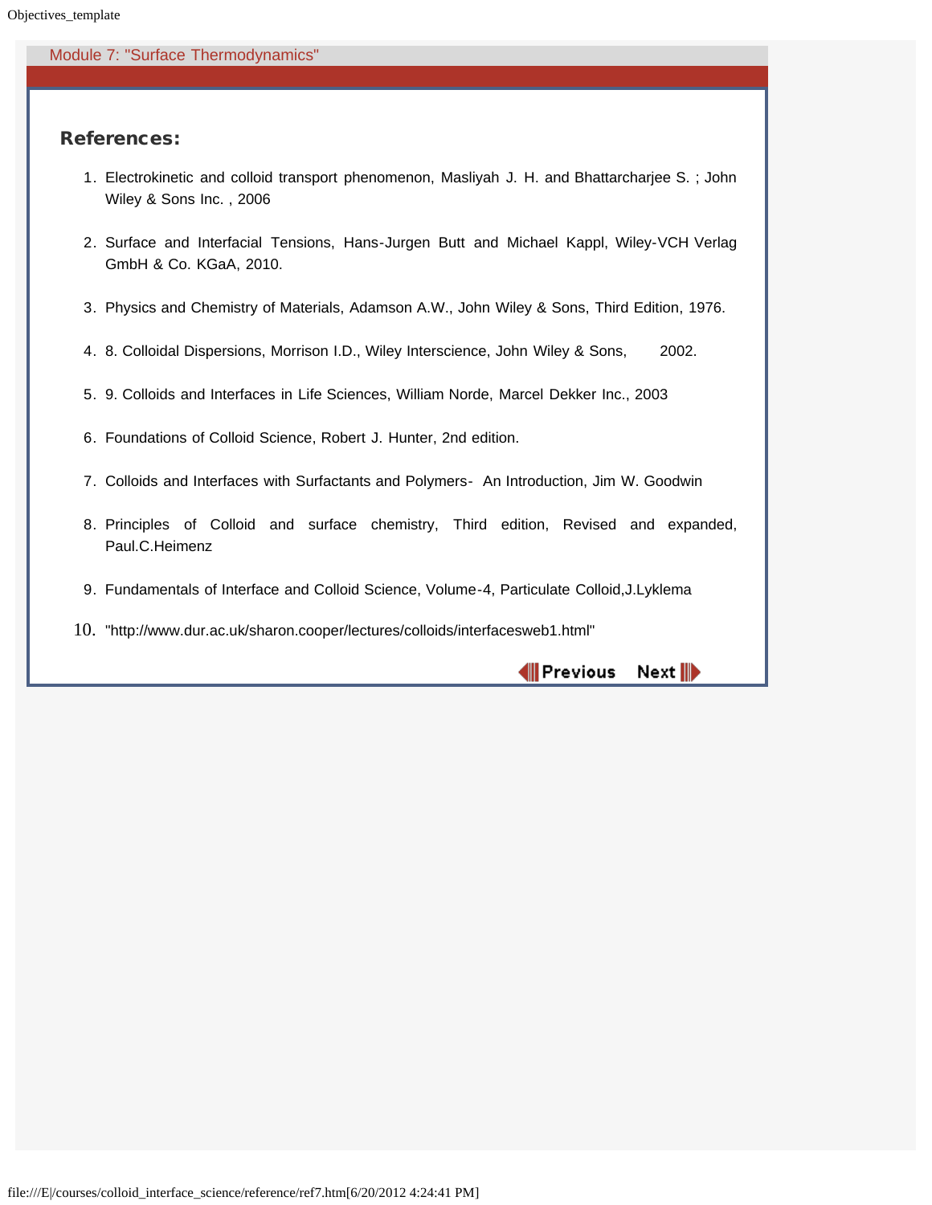Module 7: "Surface Thermodynamics"

## References:

1. Electrokinetic and colloid transport phenomenon, Masliyah J. H. and Bhattacharjee S. ; John Wiley & Sons Inc. , 2006
2. Surface and Interfacial Tensions, Hans-Jurgen Butt and Michael Kappl, Wiley-VCH Verlag GmbH & Co. KGaA, 2010.
3. Physics and Chemistry of Materials, Adamson A.W., John Wiley & Sons, Third Edition, 1976.
4. 8. Colloidal Dispersions, Morrison I.D., Wiley Interscience, John Wiley & Sons, 2002.
5. 9. Colloids and Interfaces in Life Sciences, William Norde, Marcel Dekker Inc., 2003
6. Foundations of Colloid Science, Robert J. Hunter, 2nd edition.
7. Colloids and Interfaces with Surfactants and Polymers- An Introduction, Jim W. Goodwin
8. Principles of Colloid and surface chemistry, Third edition, Revised and expanded, Paul.C.Heimenz
9. Fundamentals of Interface and Colloid Science, Volume-4, Particulate Colloid,J.Lyklema
10. "http://www.dur.ac.uk/sharon.cooper/lectures/colloids/interfacesweb1.html"

Previous Next